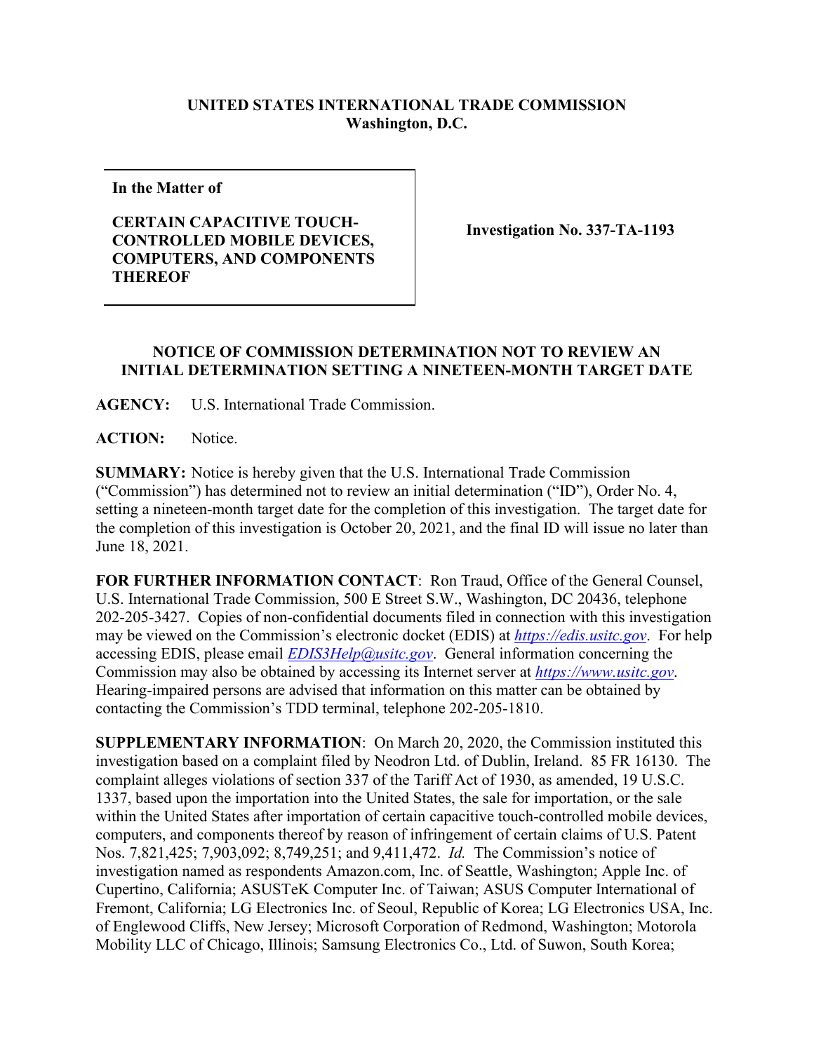**UNITED STATES INTERNATIONAL TRADE COMMISSION**
**Washington, D.C.**

| In the Matter of<br><br>CERTAIN CAPACITIVE TOUCH-CONTROLLED MOBILE DEVICES, COMPUTERS, AND COMPONENTS THEREOF | Investigation No. 337-TA-1193 |
|---|---|

## NOTICE OF COMMISSION DETERMINATION NOT TO REVIEW AN INITIAL DETERMINATION SETTING A NINETEEN-MONTH TARGET DATE

**AGENCY:** U.S. International Trade Commission.

**ACTION:** Notice.

**SUMMARY:** Notice is hereby given that the U.S. International Trade Commission ("Commission") has determined not to review an initial determination ("ID"), Order No. 4, setting a nineteen-month target date for the completion of this investigation. The target date for the completion of this investigation is October 20, 2021, and the final ID will issue no later than June 18, 2021.

**FOR FURTHER INFORMATION CONTACT**: Ron Traud, Office of the General Counsel, U.S. International Trade Commission, 500 E Street S.W., Washington, DC 20436, telephone 202-205-3427. Copies of non-confidential documents filed in connection with this investigation may be viewed on the Commission's electronic docket (EDIS) at *https://edis.usitc.gov*. For help accessing EDIS, please email *EDIS3Help@usitc.gov*. General information concerning the Commission may also be obtained by accessing its Internet server at *https://www.usitc.gov*. Hearing-impaired persons are advised that information on this matter can be obtained by contacting the Commission's TDD terminal, telephone 202-205-1810.

**SUPPLEMENTARY INFORMATION**: On March 20, 2020, the Commission instituted this investigation based on a complaint filed by Neodron Ltd. of Dublin, Ireland. 85 FR 16130. The complaint alleges violations of section 337 of the Tariff Act of 1930, as amended, 19 U.S.C. 1337, based upon the importation into the United States, the sale for importation, or the sale within the United States after importation of certain capacitive touch-controlled mobile devices, computers, and components thereof by reason of infringement of certain claims of U.S. Patent Nos. 7,821,425; 7,903,092; 8,749,251; and 9,411,472. *Id.* The Commission's notice of investigation named as respondents Amazon.com, Inc. of Seattle, Washington; Apple Inc. of Cupertino, California; ASUSTeK Computer Inc. of Taiwan; ASUS Computer International of Fremont, California; LG Electronics Inc. of Seoul, Republic of Korea; LG Electronics USA, Inc. of Englewood Cliffs, New Jersey; Microsoft Corporation of Redmond, Washington; Motorola Mobility LLC of Chicago, Illinois; Samsung Electronics Co., Ltd. of Suwon, South Korea;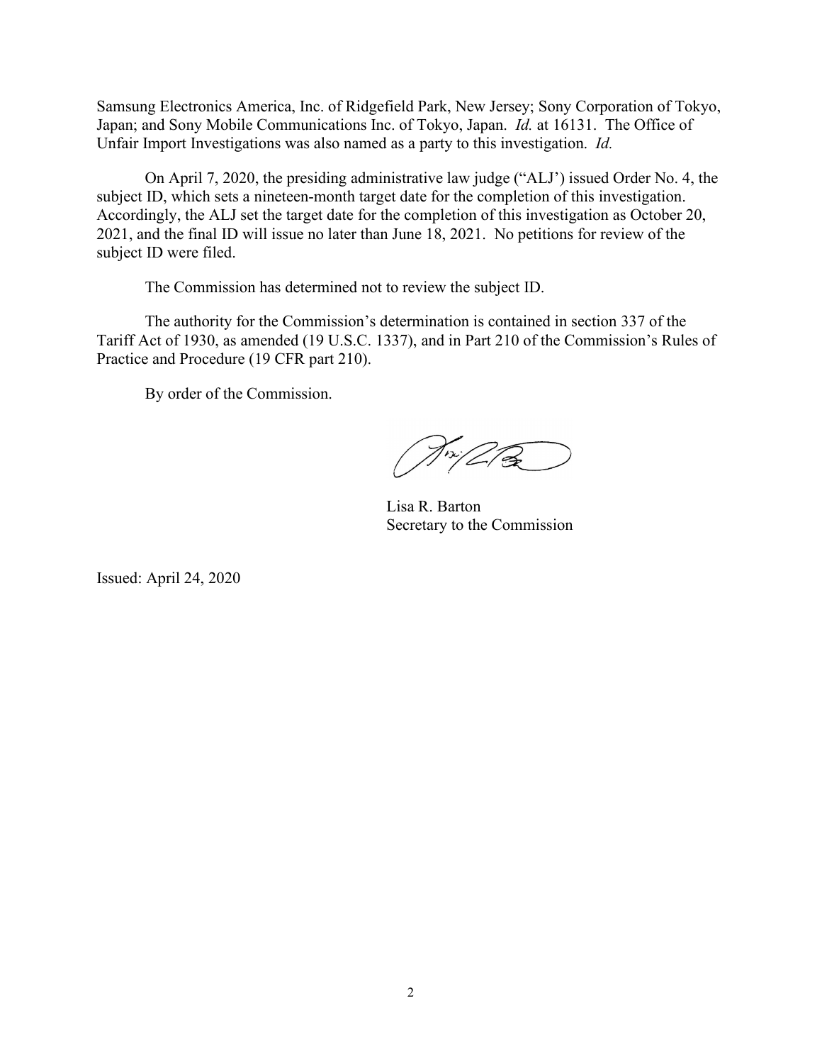Samsung Electronics America, Inc. of Ridgefield Park, New Jersey; Sony Corporation of Tokyo, Japan; and Sony Mobile Communications Inc. of Tokyo, Japan. *Id.* at 16131. The Office of Unfair Import Investigations was also named as a party to this investigation. *Id.*

On April 7, 2020, the presiding administrative law judge ("ALJ') issued Order No. 4, the subject ID, which sets a nineteen-month target date for the completion of this investigation. Accordingly, the ALJ set the target date for the completion of this investigation as October 20, 2021, and the final ID will issue no later than June 18, 2021. No petitions for review of the subject ID were filed.

The Commission has determined not to review the subject ID.

The authority for the Commission's determination is contained in section 337 of the Tariff Act of 1930, as amended (19 U.S.C. 1337), and in Part 210 of the Commission's Rules of Practice and Procedure (19 CFR part 210).

By order of the Commission.

Lisa R. Barton
Secretary to the Commission

Issued: April 24, 2020